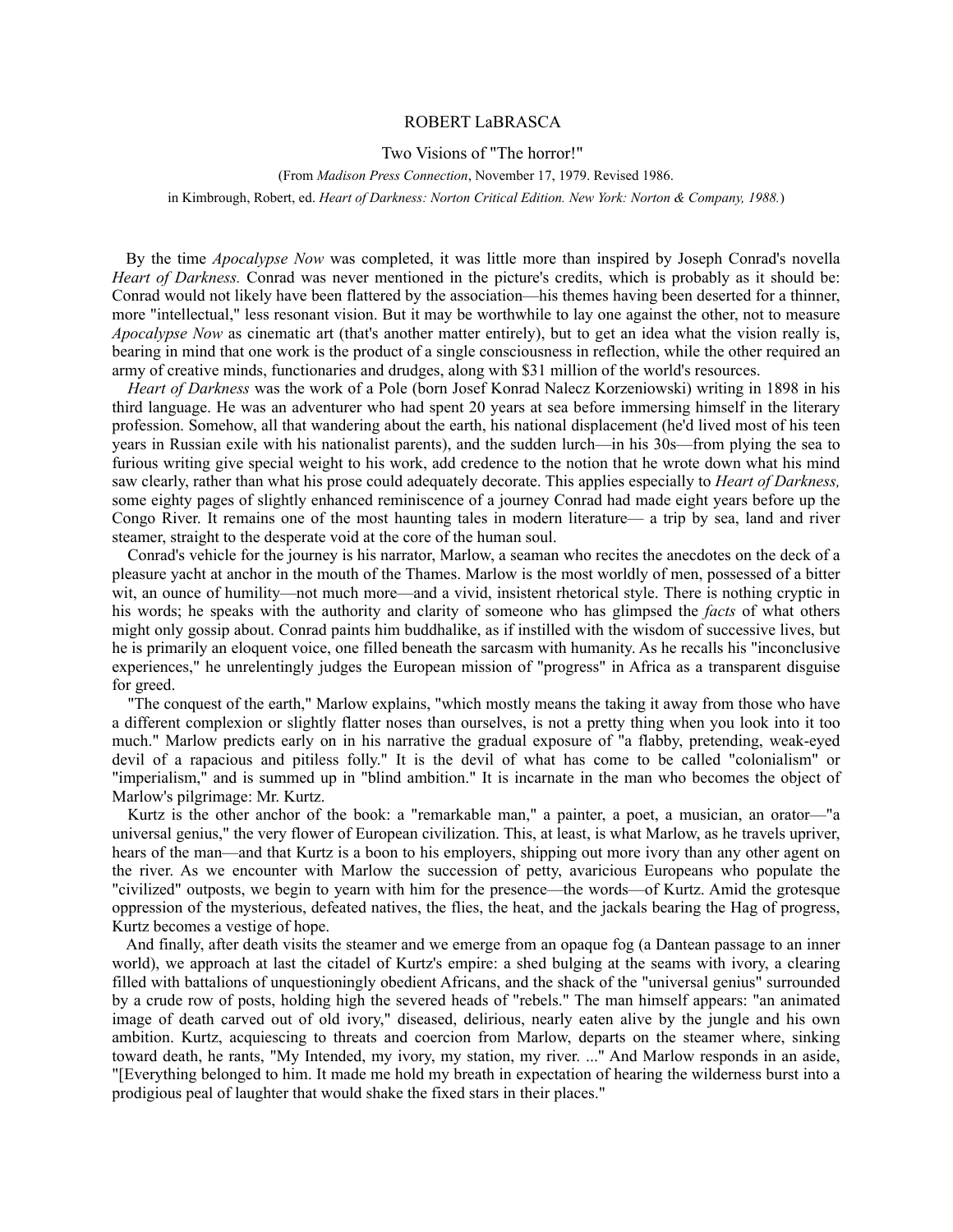# ROBERT LaBRASCA

## Two Visions of "The horror!"

(From *Madison Press Connection*, November 17, 1979. Revised 1986.
in Kimbrough, Robert, ed. *Heart of Darkness: Norton Critical Edition. New York: Norton & Company, 1988.*)

By the time *Apocalypse Now* was completed, it was little more than inspired by Joseph Conrad's novella *Heart of Darkness.* Conrad was never mentioned in the picture's credits, which is probably as it should be: Conrad would not likely have been flattered by the association—his themes having been deserted for a thinner, more "intellectual," less resonant vision. But it may be worthwhile to lay one against the other, not to measure *Apocalypse Now* as cinematic art (that's another matter entirely), but to get an idea what the vision really is, bearing in mind that one work is the product of a single consciousness in reflection, while the other required an army of creative minds, functionaries and drudges, along with $31 million of the world's resources.

*Heart of Darkness* was the work of a Pole (born Josef Konrad Nalecz Korzeniowski) writing in 1898 in his third language. He was an adventurer who had spent 20 years at sea before immersing himself in the literary profession. Somehow, all that wandering about the earth, his national displacement (he'd lived most of his teen years in Russian exile with his nationalist parents), and the sudden lurch—in his 30s—from plying the sea to furious writing give special weight to his work, add credence to the notion that he wrote down what his mind saw clearly, rather than what his prose could adequately decorate. This applies especially to *Heart of Darkness,* some eighty pages of slightly enhanced reminiscence of a journey Conrad had made eight years before up the Congo River. It remains one of the most haunting tales in modern literature— a trip by sea, land and river steamer, straight to the desperate void at the core of the human soul.

Conrad's vehicle for the journey is his narrator, Marlow, a seaman who recites the anecdotes on the deck of a pleasure yacht at anchor in the mouth of the Thames. Marlow is the most worldly of men, possessed of a bitter wit, an ounce of humility—not much more—and a vivid, insistent rhetorical style. There is nothing cryptic in his words; he speaks with the authority and clarity of someone who has glimpsed the *facts* of what others might only gossip about. Conrad paints him buddhalike, as if instilled with the wisdom of successive lives, but he is primarily an eloquent voice, one filled beneath the sarcasm with humanity. As he recalls his "inconclusive experiences," he unrelentingly judges the European mission of "progress" in Africa as a transparent disguise for greed.

"The conquest of the earth," Marlow explains, "which mostly means the taking it away from those who have a different complexion or slightly flatter noses than ourselves, is not a pretty thing when you look into it too much." Marlow predicts early on in his narrative the gradual exposure of "a flabby, pretending, weak-eyed devil of a rapacious and pitiless folly." It is the devil of what has come to be called "colonialism" or "imperialism," and is summed up in "blind ambition." It is incarnate in the man who becomes the object of Marlow's pilgrimage: Mr. Kurtz.

Kurtz is the other anchor of the book: a "remarkable man," a painter, a poet, a musician, an orator—"a universal genius," the very flower of European civilization. This, at least, is what Marlow, as he travels upriver, hears of the man—and that Kurtz is a boon to his employers, shipping out more ivory than any other agent on the river. As we encounter with Marlow the succession of petty, avaricious Europeans who populate the "civilized" outposts, we begin to yearn with him for the presence—the words—of Kurtz. Amid the grotesque oppression of the mysterious, defeated natives, the flies, the heat, and the jackals bearing the Hag of progress, Kurtz becomes a vestige of hope.

And finally, after death visits the steamer and we emerge from an opaque fog (a Dantean passage to an inner world), we approach at last the citadel of Kurtz's empire: a shed bulging at the seams with ivory, a clearing filled with battalions of unquestioningly obedient Africans, and the shack of the "universal genius" surrounded by a crude row of posts, holding high the severed heads of "rebels." The man himself appears: "an animated image of death carved out of old ivory," diseased, delirious, nearly eaten alive by the jungle and his own ambition. Kurtz, acquiescing to threats and coercion from Marlow, departs on the steamer where, sinking toward death, he rants, "My Intended, my ivory, my station, my river. ..." And Marlow responds in an aside, "[Everything belonged to him. It made me hold my breath in expectation of hearing the wilderness burst into a prodigious peal of laughter that would shake the fixed stars in their places."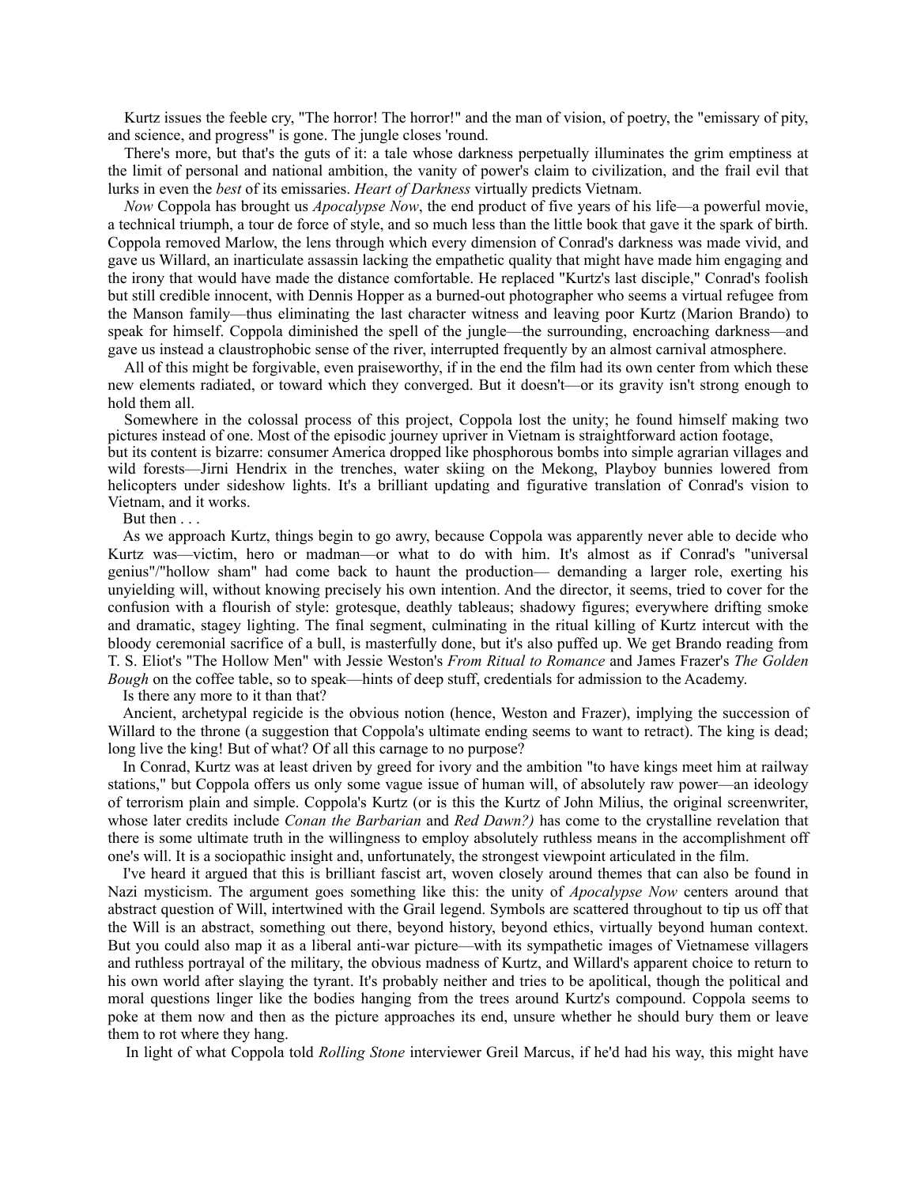Kurtz issues the feeble cry, "The horror! The horror!" and the man of vision, of poetry, the "emissary of pity, and science, and progress" is gone. The jungle closes 'round.

There's more, but that's the guts of it: a tale whose darkness perpetually illuminates the grim emptiness at the limit of personal and national ambition, the vanity of power's claim to civilization, and the frail evil that lurks in even the *best* of its emissaries. *Heart of Darkness* virtually predicts Vietnam.

*Now* Coppola has brought us *Apocalypse Now*, the end product of five years of his life—a powerful movie, a technical triumph, a tour de force of style, and so much less than the little book that gave it the spark of birth. Coppola removed Marlow, the lens through which every dimension of Conrad's darkness was made vivid, and gave us Willard, an inarticulate assassin lacking the empathetic quality that might have made him engaging and the irony that would have made the distance comfortable. He replaced "Kurtz's last disciple," Conrad's foolish but still credible innocent, with Dennis Hopper as a burned-out photographer who seems a virtual refugee from the Manson family—thus eliminating the last character witness and leaving poor Kurtz (Marion Brando) to speak for himself. Coppola diminished the spell of the jungle—the surrounding, encroaching darkness—and gave us instead a claustrophobic sense of the river, interrupted frequently by an almost carnival atmosphere.

All of this might be forgivable, even praiseworthy, if in the end the film had its own center from which these new elements radiated, or toward which they converged. But it doesn't—or its gravity isn't strong enough to hold them all.

Somewhere in the colossal process of this project, Coppola lost the unity; he found himself making two pictures instead of one. Most of the episodic journey upriver in Vietnam is straightforward action footage, but its content is bizarre: consumer America dropped like phosphorous bombs into simple agrarian villages and wild forests—Jirni Hendrix in the trenches, water skiing on the Mekong, Playboy bunnies lowered from helicopters under sideshow lights. It's a brilliant updating and figurative translation of Conrad's vision to Vietnam, and it works.

But then . . .

As we approach Kurtz, things begin to go awry, because Coppola was apparently never able to decide who Kurtz was—victim, hero or madman—or what to do with him. It's almost as if Conrad's "universal genius"/"hollow sham" had come back to haunt the production— demanding a larger role, exerting his unyielding will, without knowing precisely his own intention. And the director, it seems, tried to cover for the confusion with a flourish of style: grotesque, deathly tableaus; shadowy figures; everywhere drifting smoke and dramatic, stagey lighting. The final segment, culminating in the ritual killing of Kurtz intercut with the bloody ceremonial sacrifice of a bull, is masterfully done, but it's also puffed up. We get Brando reading from T. S. Eliot's "The Hollow Men" with Jessie Weston's *From Ritual to Romance* and James Frazer's *The Golden Bough* on the coffee table, so to speak—hints of deep stuff, credentials for admission to the Academy.

Is there any more to it than that?

Ancient, archetypal regicide is the obvious notion (hence, Weston and Frazer), implying the succession of Willard to the throne (a suggestion that Coppola's ultimate ending seems to want to retract). The king is dead; long live the king! But of what? Of all this carnage to no purpose?

In Conrad, Kurtz was at least driven by greed for ivory and the ambition "to have kings meet him at railway stations," but Coppola offers us only some vague issue of human will, of absolutely raw power—an ideology of terrorism plain and simple. Coppola's Kurtz (or is this the Kurtz of John Milius, the original screenwriter, whose later credits include *Conan the Barbarian* and *Red Dawn?)* has come to the crystalline revelation that there is some ultimate truth in the willingness to employ absolutely ruthless means in the accomplishment off one's will. It is a sociopathic insight and, unfortunately, the strongest viewpoint articulated in the film.

I've heard it argued that this is brilliant fascist art, woven closely around themes that can also be found in Nazi mysticism. The argument goes something like this: the unity of *Apocalypse Now* centers around that abstract question of Will, intertwined with the Grail legend. Symbols are scattered throughout to tip us off that the Will is an abstract, something out there, beyond history, beyond ethics, virtually beyond human context. But you could also map it as a liberal anti-war picture—with its sympathetic images of Vietnamese villagers and ruthless portrayal of the military, the obvious madness of Kurtz, and Willard's apparent choice to return to his own world after slaying the tyrant. It's probably neither and tries to be apolitical, though the political and moral questions linger like the bodies hanging from the trees around Kurtz's compound. Coppola seems to poke at them now and then as the picture approaches its end, unsure whether he should bury them or leave them to rot where they hang.

In light of what Coppola told *Rolling Stone* interviewer Greil Marcus, if he'd had his way, this might have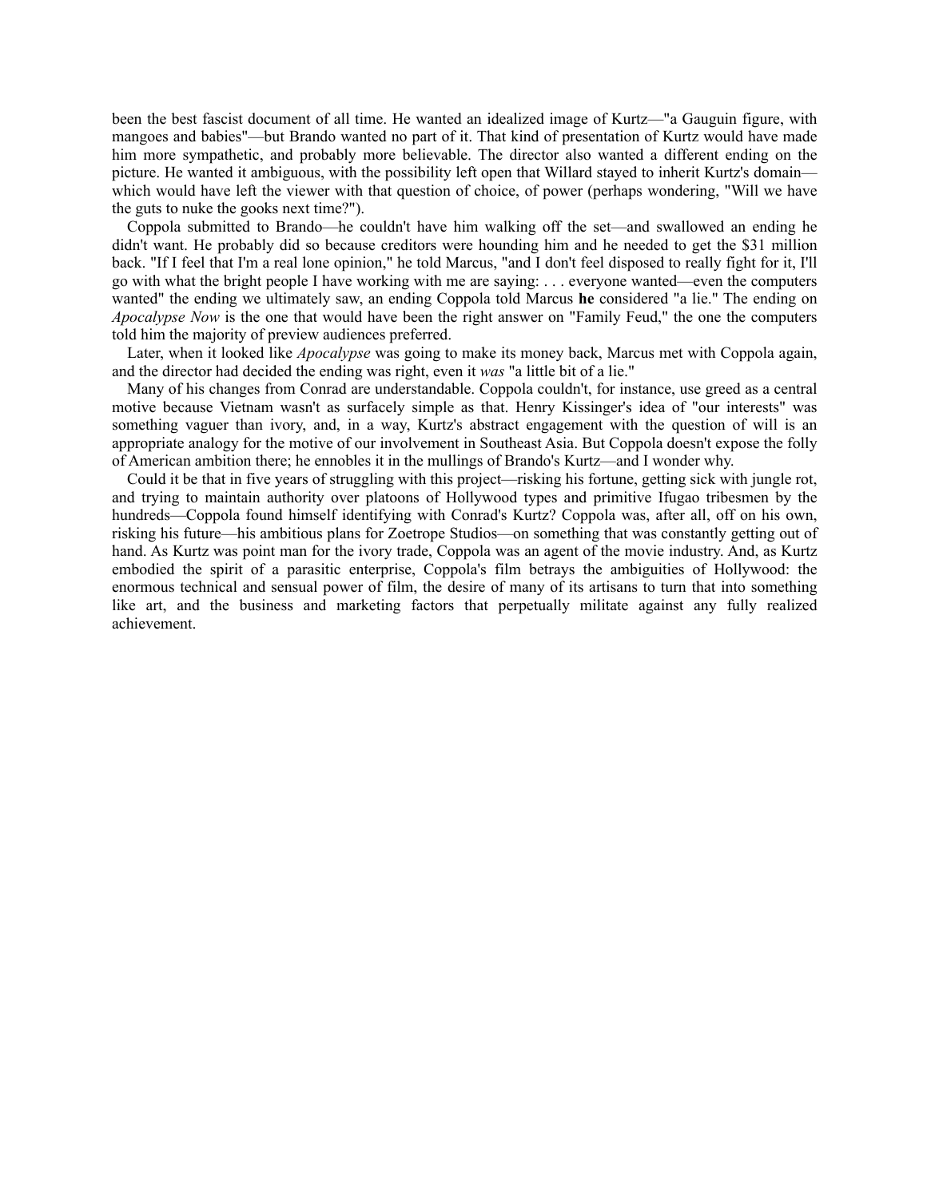been the best fascist document of all time. He wanted an idealized image of Kurtz—"a Gauguin figure, with mangoes and babies"—but Brando wanted no part of it. That kind of presentation of Kurtz would have made him more sympathetic, and probably more believable. The director also wanted a different ending on the picture. He wanted it ambiguous, with the possibility left open that Willard stayed to inherit Kurtz's domain—which would have left the viewer with that question of choice, of power (perhaps wondering, "Will we have the guts to nuke the gooks next time?").

Coppola submitted to Brando—he couldn't have him walking off the set—and swallowed an ending he didn't want. He probably did so because creditors were hounding him and he needed to get the $31 million back. "If I feel that I'm a real lone opinion," he told Marcus, "and I don't feel disposed to really fight for it, I'll go with what the bright people I have working with me are saying: . . . everyone wanted—even the computers wanted" the ending we ultimately saw, an ending Coppola told Marcus **he** considered "a lie." The ending on *Apocalypse Now* is the one that would have been the right answer on "Family Feud," the one the computers told him the majority of preview audiences preferred.

Later, when it looked like *Apocalypse* was going to make its money back, Marcus met with Coppola again, and the director had decided the ending was right, even it *was* "a little bit of a lie."

Many of his changes from Conrad are understandable. Coppola couldn't, for instance, use greed as a central motive because Vietnam wasn't as surfacely simple as that. Henry Kissinger's idea of "our interests" was something vaguer than ivory, and, in a way, Kurtz's abstract engagement with the question of will is an appropriate analogy for the motive of our involvement in Southeast Asia. But Coppola doesn't expose the folly of American ambition there; he ennobles it in the mullings of Brando's Kurtz—and I wonder why.

Could it be that in five years of struggling with this project—risking his fortune, getting sick with jungle rot, and trying to maintain authority over platoons of Hollywood types and primitive Ifugao tribesmen by the hundreds—Coppola found himself identifying with Conrad's Kurtz? Coppola was, after all, off on his own, risking his future—his ambitious plans for Zoetrope Studios—on something that was constantly getting out of hand. As Kurtz was point man for the ivory trade, Coppola was an agent of the movie industry. And, as Kurtz embodied the spirit of a parasitic enterprise, Coppola's film betrays the ambiguities of Hollywood: the enormous technical and sensual power of film, the desire of many of its artisans to turn that into something like art, and the business and marketing factors that perpetually militate against any fully realized achievement.